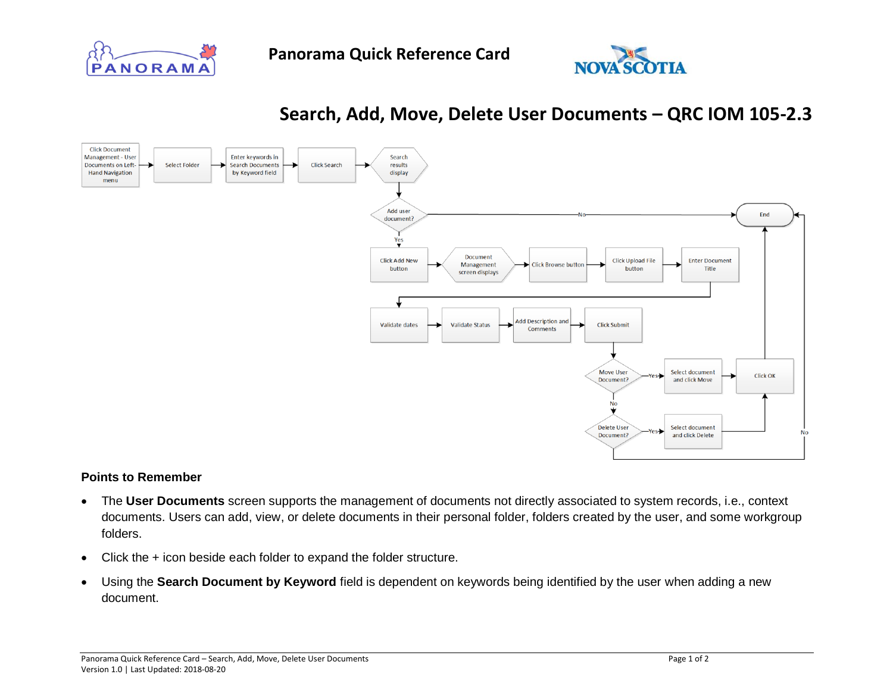# Panorama Quick Reference Card

## Search, Add, Move, Delete User Documents – QRC IOM 105-2.3

Click Document Management - User Documents on Left-Hand Navigation menu → Select Folder → Enter keywords in Search Documents by Keyword field → Click Search → Search results display

Add user document?
- No → End
- Yes → Click Add New button → Document Management screen displays → Click Browse button → Click Upload File button → Enter Document Title → Validate dates → Validate Status → Add Description and Comments → Click Submit

Move User Document?
- Yes → Select document and click Move → Click OK → End
- No → Delete User Document?
  - Yes → Select document and click Delete → Click OK → End
  - No → End

### Points to Remember

- The **User Documents** screen supports the management of documents not directly associated to system records, i.e., context documents. Users can add, view, or delete documents in their personal folder, folders created by the user, and some workgroup folders.
- Click the + icon beside each folder to expand the folder structure.
- Using the **Search Document by Keyword** field is dependent on keywords being identified by the user when adding a new document.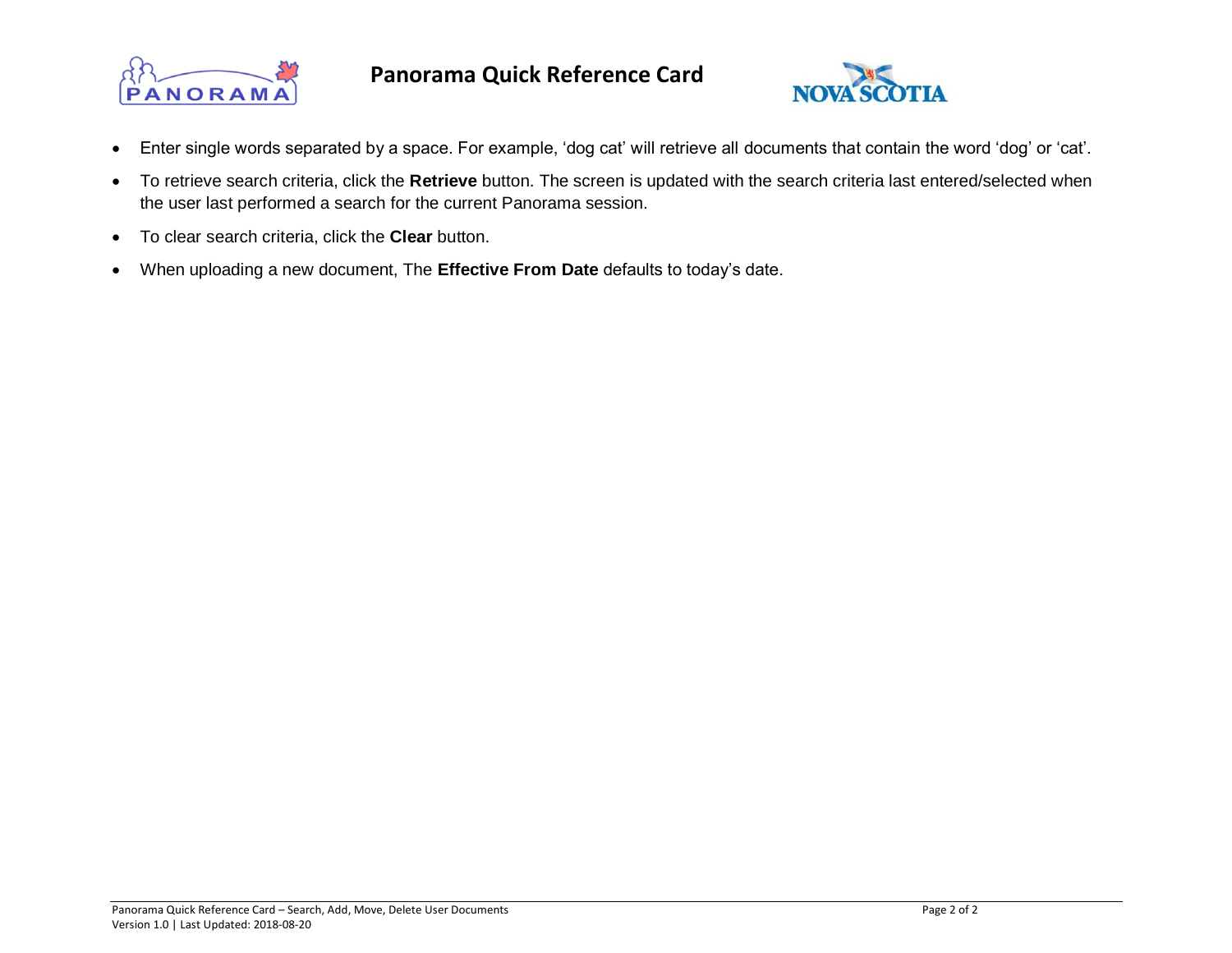- Enter single words separated by a space. For example, ‘dog cat’ will retrieve all documents that contain the word ‘dog’ or ‘cat’.
- To retrieve search criteria, click the **Retrieve** button. The screen is updated with the search criteria last entered/selected when the user last performed a search for the current Panorama session.
- To clear search criteria, click the **Clear** button.
- When uploading a new document, The **Effective From Date** defaults to today’s date.